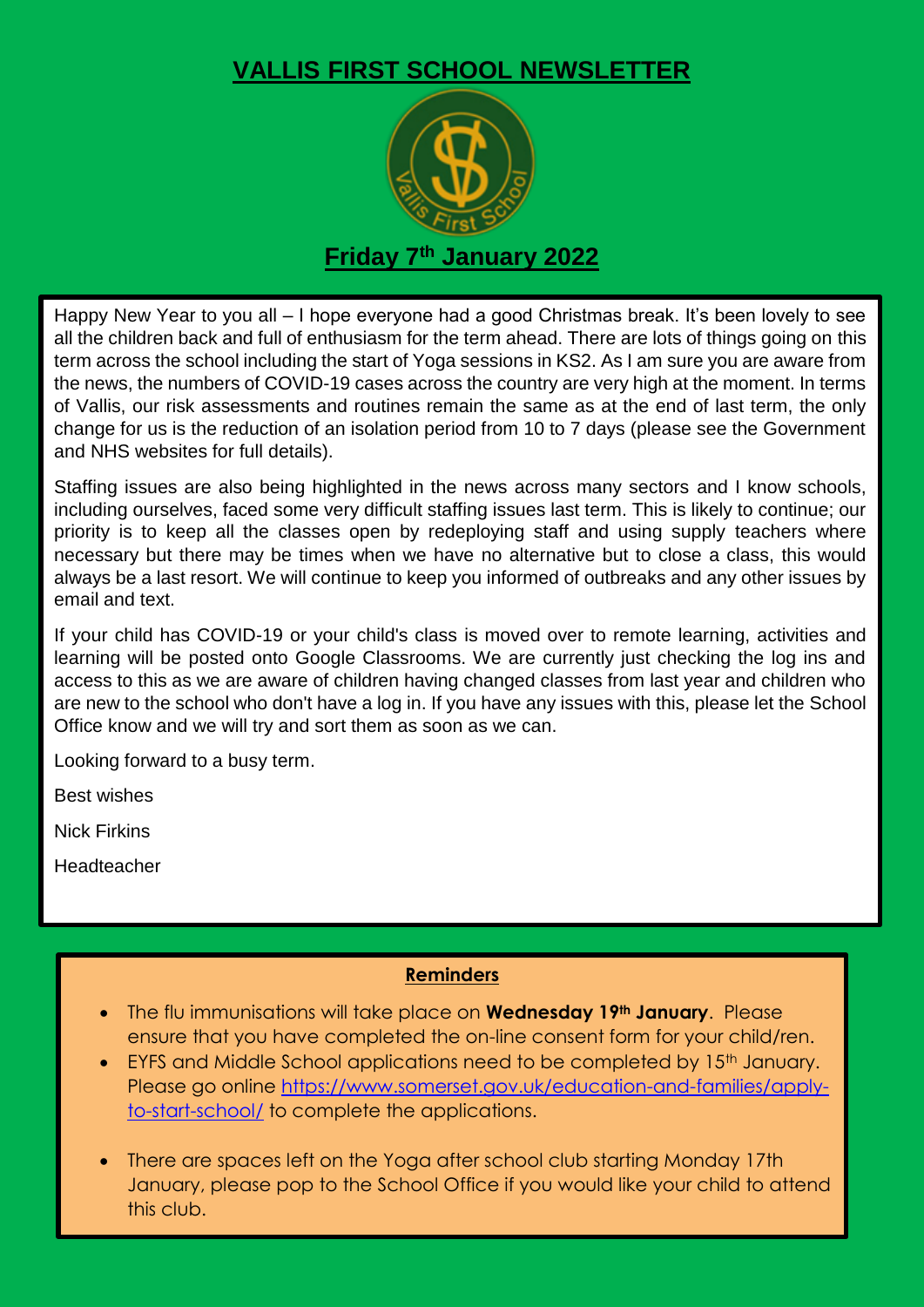# VALLIS FIRST SCHOOL NEWSLETTER

## Friday 7th January 2022

Happy New Year to you all – I hope everyone had a good Christmas break. It's been lovely to see all the children back and full of enthusiasm for the term ahead. There are lots of things going on this term across the school including the start of Yoga sessions in KS2. As I am sure you are aware from the news, the numbers of COVID-19 cases across the country are very high at the moment. In terms of Vallis, our risk assessments and routines remain the same as at the end of last term, the only change for us is the reduction of an isolation period from 10 to 7 days (please see the Government and NHS websites for full details).

Staffing issues are also being highlighted in the news across many sectors and I know schools, including ourselves, faced some very difficult staffing issues last term. This is likely to continue; our priority is to keep all the classes open by redeploying staff and using supply teachers where necessary but there may be times when we have no alternative but to close a class, this would always be a last resort. We will continue to keep you informed of outbreaks and any other issues by email and text.

If your child has COVID-19 or your child's class is moved over to remote learning, activities and learning will be posted onto Google Classrooms. We are currently just checking the log ins and access to this as we are aware of children having changed classes from last year and children who are new to the school who don't have a log in. If you have any issues with this, please let the School Office know and we will try and sort them as soon as we can.

Looking forward to a busy term.

Best wishes

Nick Firkins

Headteacher

### Reminders

- The flu immunisations will take place on **Wednesday 19th January**. Please ensure that you have completed the on-line consent form for your child/ren.
- EYFS and Middle School applications need to be completed by 15th January. Please go online [https://www.somerset.gov.uk/education-and-families/apply-to-start-school/](https://www.somerset.gov.uk/education-and-families/apply-to-start-school/) to complete the applications.
- There are spaces left on the Yoga after school club starting Monday 17th January, please pop to the School Office if you would like your child to attend this club.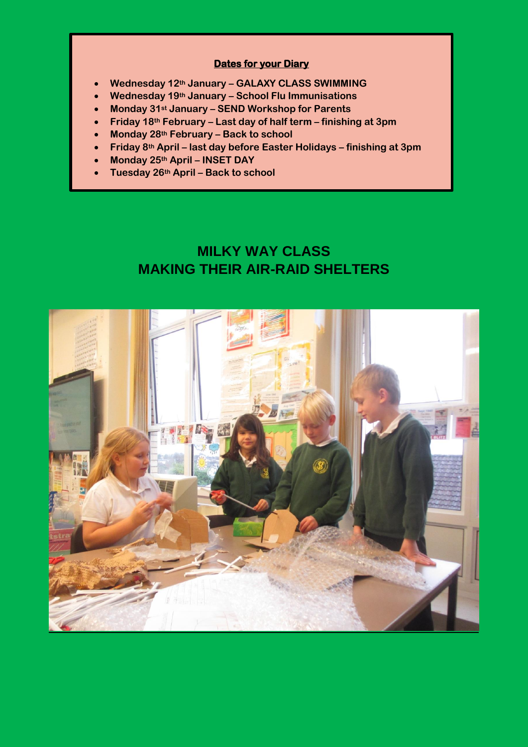**Dates for your Diary**

- Wednesday 12th January – GALAXY CLASS SWIMMING
- Wednesday 19th January – School Flu Immunisations
- Monday 31st January – SEND Workshop for Parents
- Friday 18th February – Last day of half term – finishing at 3pm
- Monday 28th February – Back to school
- Friday 8th April – last day before Easter Holidays – finishing at 3pm
- Monday 25th April – INSET DAY
- Tuesday 26th April – Back to school

## MILKY WAY CLASS
## MAKING THEIR AIR-RAID SHELTERS